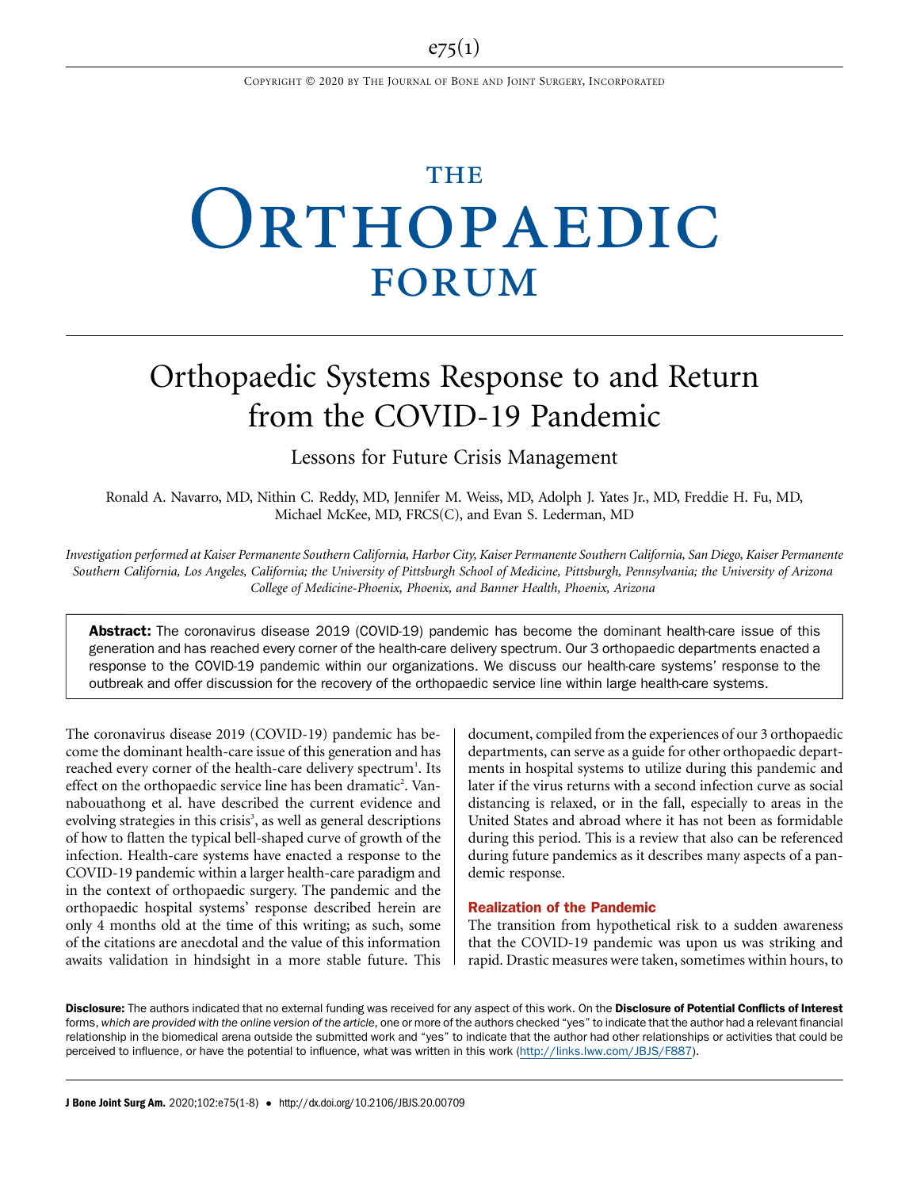# THE ORTHOPAEDIC FORUM

# Orthopaedic Systems Response to and Return from the COVID-19 Pandemic

## Lessons for Future Crisis Management

Ronald A. Navarro, MD, Nithin C. Reddy, MD, Jennifer M. Weiss, MD, Adolph J. Yates Jr., MD, Freddie H. Fu, MD, Michael McKee, MD, FRCS(C), and Evan S. Lederman, MD

*Investigation performed at Kaiser Permanente Southern California, Harbor City, Kaiser Permanente Southern California, San Diego, Kaiser Permanente Southern California, Los Angeles, California; the University of Pittsburgh School of Medicine, Pittsburgh, Pennsylvania; the University of Arizona College of Medicine-Phoenix, Phoenix, and Banner Health, Phoenix, Arizona*

**Abstract:** The coronavirus disease 2019 (COVID-19) pandemic has become the dominant health-care issue of this generation and has reached every corner of the health-care delivery spectrum. Our 3 orthopaedic departments enacted a response to the COVID-19 pandemic within our organizations. We discuss our health-care systems' response to the outbreak and offer discussion for the recovery of the orthopaedic service line within large health-care systems.

The coronavirus disease 2019 (COVID-19) pandemic has become the dominant health-care issue of this generation and has reached every corner of the health-care delivery spectrum[1]. Its effect on the orthopaedic service line has been dramatic[2]. Vannabouathong et al. have described the current evidence and evolving strategies in this crisis[3], as well as general descriptions of how to flatten the typical bell-shaped curve of growth of the infection. Health-care systems have enacted a response to the COVID-19 pandemic within a larger health-care paradigm and in the context of orthopaedic surgery. The pandemic and the orthopaedic hospital systems' response described herein are only 4 months old at the time of this writing; as such, some of the citations are anecdotal and the value of this information awaits validation in hindsight in a more stable future. This document, compiled from the experiences of our 3 orthopaedic departments, can serve as a guide for other orthopaedic departments in hospital systems to utilize during this pandemic and later if the virus returns with a second infection curve as social distancing is relaxed, or in the fall, especially to areas in the United States and abroad where it has not been as formidable during this period. This is a review that also can be referenced during future pandemics as it describes many aspects of a pandemic response.

## Realization of the Pandemic

The transition from hypothetical risk to a sudden awareness that the COVID-19 pandemic was upon us was striking and rapid. Drastic measures were taken, sometimes within hours, to

**Disclosure:** The authors indicated that no external funding was received for any aspect of this work. On the **Disclosure of Potential Conflicts of Interest** forms, *which are provided with the online version of the article*, one or more of the authors checked "yes" to indicate that the author had a relevant financial relationship in the biomedical arena outside the submitted work and "yes" to indicate that the author had other relationships or activities that could be perceived to influence, or have the potential to influence, what was written in this work (http://links.lww.com/JBJS/F887).

**J Bone Joint Surg Am.** 2020;102:e75(1-8) • http://dx.doi.org/10.2106/JBJS.20.00709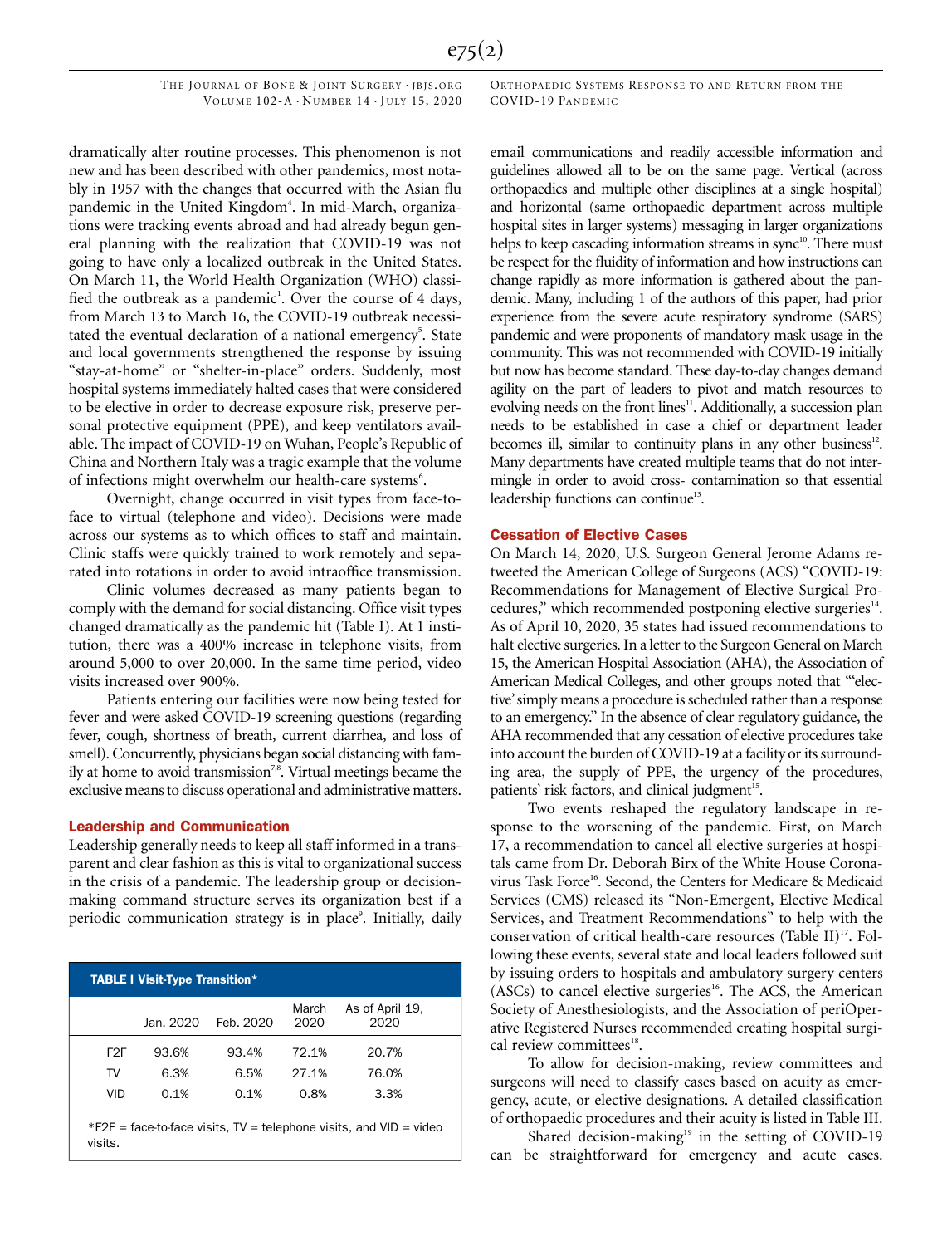dramatically alter routine processes. This phenomenon is not new and has been described with other pandemics, most notably in 1957 with the changes that occurred with the Asian flu pandemic in the United Kingdom[4]. In mid-March, organizations were tracking events abroad and had already begun general planning with the realization that COVID-19 was not going to have only a localized outbreak in the United States. On March 11, the World Health Organization (WHO) classified the outbreak as a pandemic[1]. Over the course of 4 days, from March 13 to March 16, the COVID-19 outbreak necessitated the eventual declaration of a national emergency[5]. State and local governments strengthened the response by issuing "stay-at-home" or "shelter-in-place" orders. Suddenly, most hospital systems immediately halted cases that were considered to be elective in order to decrease exposure risk, preserve personal protective equipment (PPE), and keep ventilators available. The impact of COVID-19 on Wuhan, People's Republic of China and Northern Italy was a tragic example that the volume of infections might overwhelm our health-care systems[6].

Overnight, change occurred in visit types from face-to-face to virtual (telephone and video). Decisions were made across our systems as to which offices to staff and maintain. Clinic staffs were quickly trained to work remotely and separated into rotations in order to avoid intraoffice transmission.

Clinic volumes decreased as many patients began to comply with the demand for social distancing. Office visit types changed dramatically as the pandemic hit (Table I). At 1 institution, there was a 400% increase in telephone visits, from around 5,000 to over 20,000. In the same time period, video visits increased over 900%.

Patients entering our facilities were now being tested for fever and were asked COVID-19 screening questions (regarding fever, cough, shortness of breath, current diarrhea, and loss of smell). Concurrently, physicians began social distancing with family at home to avoid transmission[7,8]. Virtual meetings became the exclusive means to discuss operational and administrative matters.

## Leadership and Communication

Leadership generally needs to keep all staff informed in a transparent and clear fashion as this is vital to organizational success in the crisis of a pandemic. The leadership group or decision-making command structure serves its organization best if a periodic communication strategy is in place[9]. Initially, daily email communications and readily accessible information and guidelines allowed all to be on the same page. Vertical (across orthopaedics and multiple other disciplines at a single hospital) and horizontal (same orthopaedic department across multiple hospital sites in larger systems) messaging in larger organizations helps to keep cascading information streams in sync[10]. There must be respect for the fluidity of information and how instructions can change rapidly as more information is gathered about the pandemic. Many, including 1 of the authors of this paper, had prior experience from the severe acute respiratory syndrome (SARS) pandemic and were proponents of mandatory mask usage in the community. This was not recommended with COVID-19 initially but now has become standard. These day-to-day changes demand agility on the part of leaders to pivot and match resources to evolving needs on the front lines[11]. Additionally, a succession plan needs to be established in case a chief or department leader becomes ill, similar to continuity plans in any other business[12]. Many departments have created multiple teams that do not intermingle in order to avoid cross- contamination so that essential leadership functions can continue[13].

**TABLE I Visit-Type Transition***

| | Jan. 2020 | Feb. 2020 | March 2020 | As of April 19, 2020 |
|---|---|---|---|---|
| F2F | 93.6% | 93.4% | 72.1% | 20.7% |
| TV | 6.3% | 6.5% | 27.1% | 76.0% |
| VID | 0.1% | 0.1% | 0.8% | 3.3% |

*F2F = face-to-face visits, TV = telephone visits, and VID = video visits.

## Cessation of Elective Cases

On March 14, 2020, U.S. Surgeon General Jerome Adams retweeted the American College of Surgeons (ACS) "COVID-19: Recommendations for Management of Elective Surgical Procedures," which recommended postponing elective surgeries[14]. As of April 10, 2020, 35 states had issued recommendations to halt elective surgeries. In a letter to the Surgeon General on March 15, the American Hospital Association (AHA), the Association of American Medical Colleges, and other groups noted that "'elective' simply means a procedure is scheduled rather than a response to an emergency." In the absence of clear regulatory guidance, the AHA recommended that any cessation of elective procedures take into account the burden of COVID-19 at a facility or its surrounding area, the supply of PPE, the urgency of the procedures, patients' risk factors, and clinical judgment[15].

Two events reshaped the regulatory landscape in response to the worsening of the pandemic. First, on March 17, a recommendation to cancel all elective surgeries at hospitals came from Dr. Deborah Birx of the White House Coronavirus Task Force[16]. Second, the Centers for Medicare & Medicaid Services (CMS) released its "Non-Emergent, Elective Medical Services, and Treatment Recommendations" to help with the conservation of critical health-care resources (Table II)[17]. Following these events, several state and local leaders followed suit by issuing orders to hospitals and ambulatory surgery centers (ASCs) to cancel elective surgeries[16]. The ACS, the American Society of Anesthesiologists, and the Association of periOperative Registered Nurses recommended creating hospital surgical review committees[18].

To allow for decision-making, review committees and surgeons will need to classify cases based on acuity as emergency, acute, or elective designations. A detailed classification of orthopaedic procedures and their acuity is listed in Table III.

Shared decision-making[19] in the setting of COVID-19 can be straightforward for emergency and acute cases.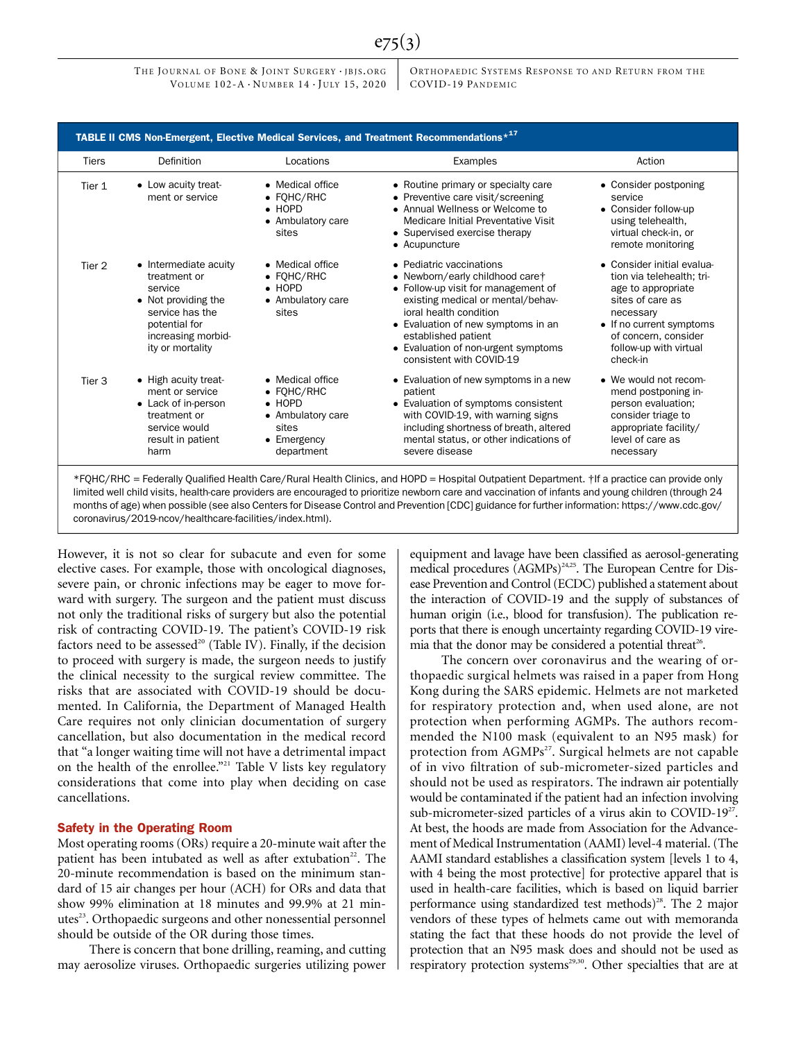**TABLE II CMS Non-Emergent, Elective Medical Services, and Treatment Recommendations*[17]**

| Tiers | Definition | Locations | Examples | Action |
|---|---|---|---|---|
| Tier 1 | • Low acuity treatment or service | • Medical office<br>• FQHC/RHC<br>• HOPD<br>• Ambulatory care sites | • Routine primary or specialty care<br>• Preventive care visit/screening<br>• Annual Wellness or Welcome to Medicare Initial Preventative Visit<br>• Supervised exercise therapy<br>• Acupuncture | • Consider postponing service<br>• Consider follow-up using telehealth, virtual check-in, or remote monitoring |
| Tier 2 | • Intermediate acuity treatment or service<br>• Not providing the service has the potential for increasing morbidity or mortality | • Medical office<br>• FQHC/RHC<br>• HOPD<br>• Ambulatory care sites | • Pediatric vaccinations<br>• Newborn/early childhood care†<br>• Follow-up visit for management of existing medical or mental/behavioral health condition<br>• Evaluation of new symptoms in an established patient<br>• Evaluation of non-urgent symptoms consistent with COVID-19 | • Consider initial evaluation via telehealth; triage to appropriate sites of care as necessary<br>• If no current symptoms of concern, consider follow-up with virtual check-in |
| Tier 3 | • High acuity treatment or service<br>• Lack of in-person treatment or service would result in patient harm | • Medical office<br>• FQHC/RHC<br>• HOPD<br>• Ambulatory care sites<br>• Emergency department | • Evaluation of new symptoms in a new patient<br>• Evaluation of symptoms consistent with COVID-19, with warning signs including shortness of breath, altered mental status, or other indications of severe disease | • We would not recommend postponing in-person evaluation; consider triage to appropriate facility/level of care as necessary |

*FQHC/RHC = Federally Qualified Health Care/Rural Health Clinics, and HOPD = Hospital Outpatient Department. †If a practice can provide only limited well child visits, health-care providers are encouraged to prioritize newborn care and vaccination of infants and young children (through 24 months of age) when possible (see also Centers for Disease Control and Prevention [CDC] guidance for further information: https://www.cdc.gov/coronavirus/2019-ncov/healthcare-facilities/index.html).

However, it is not so clear for subacute and even for some elective cases. For example, those with oncological diagnoses, severe pain, or chronic infections may be eager to move forward with surgery. The surgeon and the patient must discuss not only the traditional risks of surgery but also the potential risk of contracting COVID-19. The patient's COVID-19 risk factors need to be assessed[20] (Table IV). Finally, if the decision to proceed with surgery is made, the surgeon needs to justify the clinical necessity to the surgical review committee. The risks that are associated with COVID-19 should be documented. In California, the Department of Managed Health Care requires not only clinician documentation of surgery cancellation, but also documentation in the medical record that "a longer waiting time will not have a detrimental impact on the health of the enrollee."[21] Table V lists key regulatory considerations that come into play when deciding on case cancellations.

## Safety in the Operating Room

Most operating rooms (ORs) require a 20-minute wait after the patient has been intubated as well as after extubation[22]. The 20-minute recommendation is based on the minimum standard of 15 air changes per hour (ACH) for ORs and data that show 99% elimination at 18 minutes and 99.9% at 21 minutes[23]. Orthopaedic surgeons and other nonessential personnel should be outside of the OR during those times.

There is concern that bone drilling, reaming, and cutting may aerosolize viruses. Orthopaedic surgeries utilizing power equipment and lavage have been classified as aerosol-generating medical procedures (AGMPs)[24,25]. The European Centre for Disease Prevention and Control (ECDC) published a statement about the interaction of COVID-19 and the supply of substances of human origin (i.e., blood for transfusion). The publication reports that there is enough uncertainty regarding COVID-19 viremia that the donor may be considered a potential threat[26].

The concern over coronavirus and the wearing of orthopaedic surgical helmets was raised in a paper from Hong Kong during the SARS epidemic. Helmets are not marketed for respiratory protection and, when used alone, are not protection when performing AGMPs. The authors recommended the N100 mask (equivalent to an N95 mask) for protection from AGMPs[27]. Surgical helmets are not capable of in vivo filtration of sub-micrometer-sized particles and should not be used as respirators. The indrawn air potentially would be contaminated if the patient had an infection involving sub-micrometer-sized particles of a virus akin to COVID-19[27]. At best, the hoods are made from Association for the Advancement of Medical Instrumentation (AAMI) level-4 material. (The AAMI standard establishes a classification system [levels 1 to 4, with 4 being the most protective] for protective apparel that is used in health-care facilities, which is based on liquid barrier performance using standardized test methods)[28]. The 2 major vendors of these types of helmets came out with memoranda stating the fact that these hoods do not provide the level of protection that an N95 mask does and should not be used as respiratory protection systems[29,30]. Other specialties that are at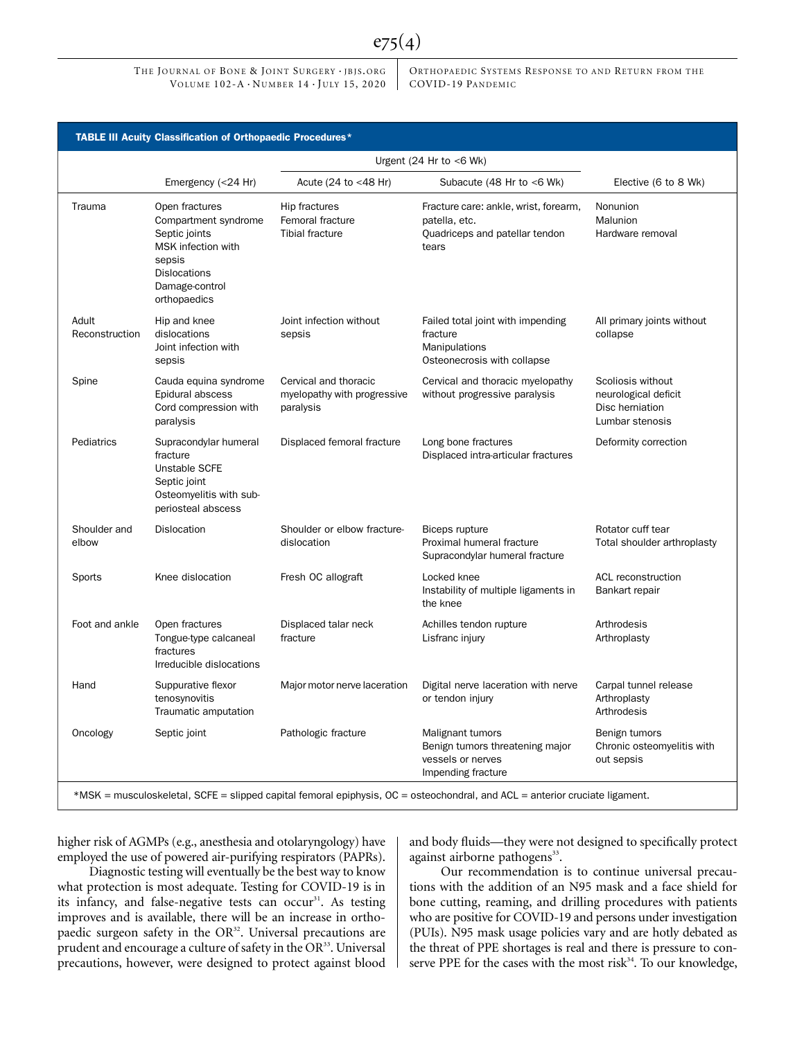**TABLE III Acuity Classification of Orthopaedic Procedures***

| | Emergency (<24 Hr) | Urgent (24 Hr to <6 Wk) | | Elective (6 to 8 Wk) |
|---|---|---|---|---|
| | | Acute (24 to <48 Hr) | Subacute (48 Hr to <6 Wk) | |
| Trauma | Open fractures<br>Compartment syndrome<br>Septic joints<br>MSK infection with sepsis<br>Dislocations<br>Damage-control orthopaedics | Hip fractures<br>Femoral fracture<br>Tibial fracture | Fracture care: ankle, wrist, forearm, patella, etc.<br>Quadriceps and patellar tendon tears | Nonunion<br>Malunion<br>Hardware removal |
| Adult Reconstruction | Hip and knee dislocations<br>Joint infection with sepsis | Joint infection without sepsis | Failed total joint with impending fracture<br>Manipulations<br>Osteonecrosis with collapse | All primary joints without collapse |
| Spine | Cauda equina syndrome<br>Epidural abscess<br>Cord compression with paralysis | Cervical and thoracic myelopathy with progressive paralysis | Cervical and thoracic myelopathy without progressive paralysis | Scoliosis without neurological deficit<br>Disc herniation<br>Lumbar stenosis |
| Pediatrics | Supracondylar humeral fracture<br>Unstable SCFE<br>Septic joint<br>Osteomyelitis with subperiosteal abscess | Displaced femoral fracture | Long bone fractures<br>Displaced intra-articular fractures | Deformity correction |
| Shoulder and elbow | Dislocation | Shoulder or elbow fracture-dislocation | Biceps rupture<br>Proximal humeral fracture<br>Supracondylar humeral fracture | Rotator cuff tear<br>Total shoulder arthroplasty |
| Sports | Knee dislocation | Fresh OC allograft | Locked knee<br>Instability of multiple ligaments in the knee | ACL reconstruction<br>Bankart repair |
| Foot and ankle | Open fractures<br>Tongue-type calcaneal fractures<br>Irreducible dislocations | Displaced talar neck fracture | Achilles tendon rupture<br>Lisfranc injury | Arthrodesis<br>Arthroplasty |
| Hand | Suppurative flexor tenosynovitis<br>Traumatic amputation | Major motor nerve laceration | Digital nerve laceration with nerve or tendon injury | Carpal tunnel release<br>Arthroplasty<br>Arthrodesis |
| Oncology | Septic joint | Pathologic fracture | Malignant tumors<br>Benign tumors threatening major vessels or nerves<br>Impending fracture | Benign tumors<br>Chronic osteomyelitis without sepsis |

*MSK = musculoskeletal, SCFE = slipped capital femoral epiphysis, OC = osteochondral, and ACL = anterior cruciate ligament.

higher risk of AGMPs (e.g., anesthesia and otolaryngology) have employed the use of powered air-purifying respirators (PAPRs).

Diagnostic testing will eventually be the best way to know what protection is most adequate. Testing for COVID-19 is in its infancy, and false-negative tests can occur[31]. As testing improves and is available, there will be an increase in orthopaedic surgeon safety in the OR[32]. Universal precautions are prudent and encourage a culture of safety in the OR[33]. Universal precautions, however, were designed to protect against blood and body fluids—they were not designed to specifically protect against airborne pathogens[33].

Our recommendation is to continue universal precautions with the addition of an N95 mask and a face shield for bone cutting, reaming, and drilling procedures with patients who are positive for COVID-19 and persons under investigation (PUIs). N95 mask usage policies vary and are hotly debated as the threat of PPE shortages is real and there is pressure to conserve PPE for the cases with the most risk[34]. To our knowledge,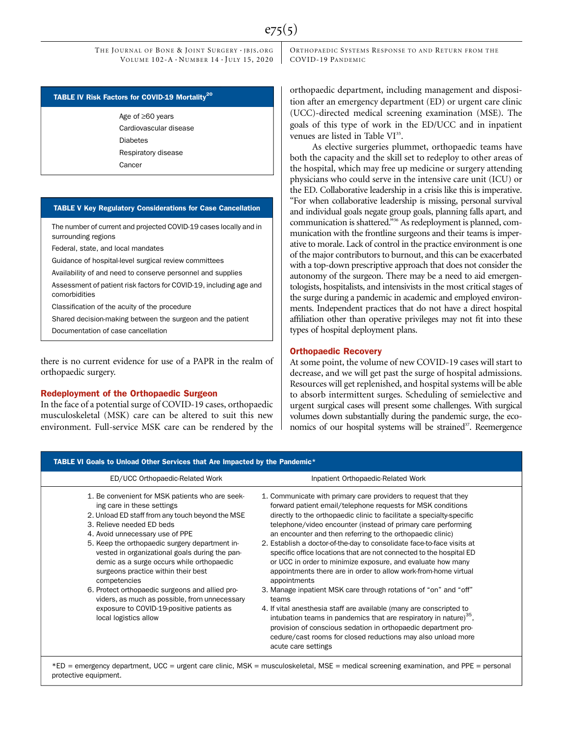**TABLE IV Risk Factors for COVID-19 Mortality[20]**

| |
|---|
| Age of ≥60 years |
| Cardiovascular disease |
| Diabetes |
| Respiratory disease |
| Cancer |

**TABLE V Key Regulatory Considerations for Case Cancellation**

| |
|---|
| The number of current and projected COVID-19 cases locally and in surrounding regions |
| Federal, state, and local mandates |
| Guidance of hospital-level surgical review committees |
| Availability of and need to conserve personnel and supplies |
| Assessment of patient risk factors for COVID-19, including age and comorbidities |
| Classification of the acuity of the procedure |
| Shared decision-making between the surgeon and the patient |
| Documentation of case cancellation |

there is no current evidence for use of a PAPR in the realm of orthopaedic surgery.

## Redeployment of the Orthopaedic Surgeon

In the face of a potential surge of COVID-19 cases, orthopaedic musculoskeletal (MSK) care can be altered to suit this new environment. Full-service MSK care can be rendered by the orthopaedic department, including management and disposition after an emergency department (ED) or urgent care clinic (UCC)-directed medical screening examination (MSE). The goals of this type of work in the ED/UCC and in inpatient venues are listed in Table VI[35].

As elective surgeries plummet, orthopaedic teams have both the capacity and the skill set to redeploy to other areas of the hospital, which may free up medicine or surgery attending physicians who could serve in the intensive care unit (ICU) or the ED. Collaborative leadership in a crisis like this is imperative. "For when collaborative leadership is missing, personal survival and individual goals negate group goals, planning falls apart, and communication is shattered."[36] As redeployment is planned, communication with the frontline surgeons and their teams is imperative to morale. Lack of control in the practice environment is one of the major contributors to burnout, and this can be exacerbated with a top-down prescriptive approach that does not consider the autonomy of the surgeon. There may be a need to aid emergentologists, hospitalists, and intensivists in the most critical stages of the surge during a pandemic in academic and employed environments. Independent practices that do not have a direct hospital affiliation other than operative privileges may not fit into these types of hospital deployment plans.

## Orthopaedic Recovery

At some point, the volume of new COVID-19 cases will start to decrease, and we will get past the surge of hospital admissions. Resources will get replenished, and hospital systems will be able to absorb intermittent surges. Scheduling of semielective and urgent surgical cases will present some challenges. With surgical volumes down substantially during the pandemic surge, the economics of our hospital systems will be strained[37]. Reemergence

**TABLE VI Goals to Unload Other Services that Are Impacted by the Pandemic***

| ED/UCC Orthopaedic-Related Work | Inpatient Orthopaedic-Related Work |
|---|---|
| 1. Be convenient for MSK patients who are seeking care in these settings<br>2. Unload ED staff from any touch beyond the MSE<br>3. Relieve needed ED beds<br>4. Avoid unnecessary use of PPE<br>5. Keep the orthopaedic surgery department invested in organizational goals during the pandemic as a surge occurs while orthopaedic surgeons practice within their best competencies<br>6. Protect orthopaedic surgeons and allied providers, as much as possible, from unnecessary exposure to COVID-19-positive patients as local logistics allow | 1. Communicate with primary care providers to request that they forward patient email/telephone requests for MSK conditions directly to the orthopaedic clinic to facilitate a specialty-specific telephone/video encounter (instead of primary care performing an encounter and then referring to the orthopaedic clinic)<br>2. Establish a doctor-of-the-day to consolidate face-to-face visits at specific office locations that are not connected to the hospital ED or UCC in order to minimize exposure, and evaluate how many appointments there are in order to allow work-from-home virtual appointments<br>3. Manage inpatient MSK care through rotations of "on" and "off" teams<br>4. If vital anesthesia staff are available (many are conscripted to intubation teams in pandemics that are respiratory in nature)[35], provision of conscious sedation in orthopaedic department procedure/cast rooms for closed reductions may also unload more acute care settings |

*ED = emergency department, UCC = urgent care clinic, MSK = musculoskeletal, MSE = medical screening examination, and PPE = personal protective equipment.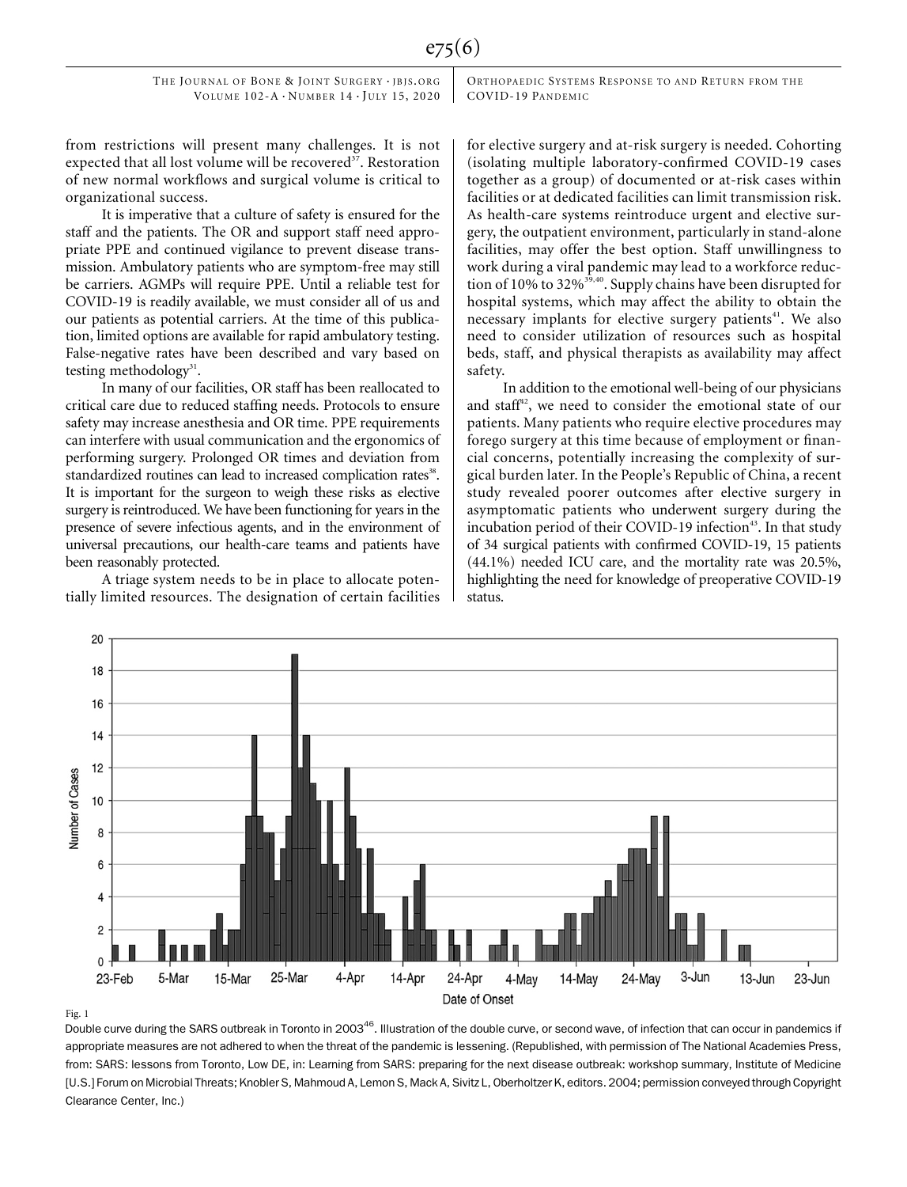from restrictions will present many challenges. It is not expected that all lost volume will be recovered[37]. Restoration of new normal workflows and surgical volume is critical to organizational success.

It is imperative that a culture of safety is ensured for the staff and the patients. The OR and support staff need appropriate PPE and continued vigilance to prevent disease transmission. Ambulatory patients who are symptom-free may still be carriers. AGMPs will require PPE. Until a reliable test for COVID-19 is readily available, we must consider all of us and our patients as potential carriers. At the time of this publication, limited options are available for rapid ambulatory testing. False-negative rates have been described and vary based on testing methodology[31].

In many of our facilities, OR staff has been reallocated to critical care due to reduced staffing needs. Protocols to ensure safety may increase anesthesia and OR time. PPE requirements can interfere with usual communication and the ergonomics of performing surgery. Prolonged OR times and deviation from standardized routines can lead to increased complication rates[38]. It is important for the surgeon to weigh these risks as elective surgery is reintroduced. We have been functioning for years in the presence of severe infectious agents, and in the environment of universal precautions, our health-care teams and patients have been reasonably protected.

A triage system needs to be in place to allocate potentially limited resources. The designation of certain facilities for elective surgery and at-risk surgery is needed. Cohorting (isolating multiple laboratory-confirmed COVID-19 cases together as a group) of documented or at-risk cases within facilities or at dedicated facilities can limit transmission risk. As health-care systems reintroduce urgent and elective surgery, the outpatient environment, particularly in stand-alone facilities, may offer the best option. Staff unwillingness to work during a viral pandemic may lead to a workforce reduction of 10% to 32%[39,40]. Supply chains have been disrupted for hospital systems, which may affect the ability to obtain the necessary implants for elective surgery patients[41]. We also need to consider utilization of resources such as hospital beds, staff, and physical therapists as availability may affect safety.

In addition to the emotional well-being of our physicians and staff[42], we need to consider the emotional state of our patients. Many patients who require elective procedures may forego surgery at this time because of employment or financial concerns, potentially increasing the complexity of surgical burden later. In the People's Republic of China, a recent study revealed poorer outcomes after elective surgery in asymptomatic patients who underwent surgery during the incubation period of their COVID-19 infection[43]. In that study of 34 surgical patients with confirmed COVID-19, 15 patients (44.1%) needed ICU care, and the mortality rate was 20.5%, highlighting the need for knowledge of preoperative COVID-19 status.

Fig. 1

Double curve during the SARS outbreak in Toronto in 2003[46]. Illustration of the double curve, or second wave, of infection that can occur in pandemics if appropriate measures are not adhered to when the threat of the pandemic is lessening. (Republished, with permission of The National Academies Press, from: SARS: lessons from Toronto, Low DE, in: Learning from SARS: preparing for the next disease outbreak: workshop summary, Institute of Medicine [U.S.] Forum on Microbial Threats; Knobler S, Mahmoud A, Lemon S, Mack A, Sivitz L, Oberholtzer K, editors. 2004; permission conveyed through Copyright Clearance Center, Inc.)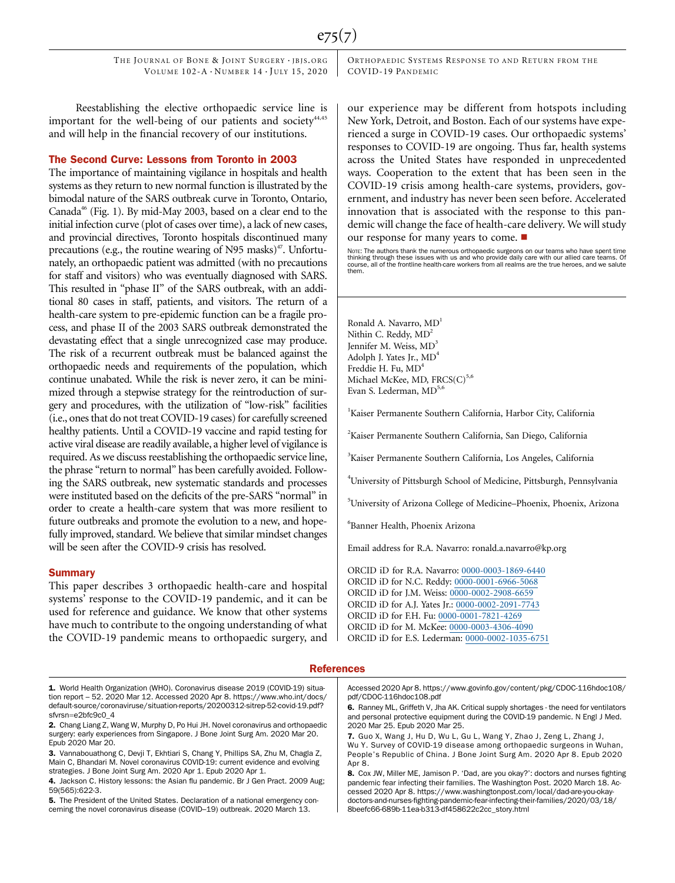Reestablishing the elective orthopaedic service line is important for the well-being of our patients and society[44,45] and will help in the financial recovery of our institutions.

## The Second Curve: Lessons from Toronto in 2003

The importance of maintaining vigilance in hospitals and health systems as they return to new normal function is illustrated by the bimodal nature of the SARS outbreak curve in Toronto, Ontario, Canada[46] (Fig. 1). By mid-May 2003, based on a clear end to the initial infection curve (plot of cases over time), a lack of new cases, and provincial directives, Toronto hospitals discontinued many precautions (e.g., the routine wearing of N95 masks)[47]. Unfortunately, an orthopaedic patient was admitted (with no precautions for staff and visitors) who was eventually diagnosed with SARS. This resulted in "phase II" of the SARS outbreak, with an additional 80 cases in staff, patients, and visitors. The return of a health-care system to pre-epidemic function can be a fragile process, and phase II of the 2003 SARS outbreak demonstrated the devastating effect that a single unrecognized case may produce. The risk of a recurrent outbreak must be balanced against the orthopaedic needs and requirements of the population, which continue unabated. While the risk is never zero, it can be minimized through a stepwise strategy for the reintroduction of surgery and procedures, with the utilization of "low-risk" facilities (i.e., ones that do not treat COVID-19 cases) for carefully screened healthy patients. Until a COVID-19 vaccine and rapid testing for active viral disease are readily available, a higher level of vigilance is required. As we discuss reestablishing the orthopaedic service line, the phrase "return to normal" has been carefully avoided. Following the SARS outbreak, new systematic standards and processes were instituted based on the deficits of the pre-SARS "normal" in order to create a health-care system that was more resilient to future outbreaks and promote the evolution to a new, and hopefully improved, standard. We believe that similar mindset changes will be seen after the COVID-9 crisis has resolved.

## Summary

This paper describes 3 orthopaedic health-care and hospital systems' response to the COVID-19 pandemic, and it can be used for reference and guidance. We know that other systems have much to contribute to the ongoing understanding of what the COVID-19 pandemic means to orthopaedic surgery, and our experience may be different from hotspots including New York, Detroit, and Boston. Each of our systems have experienced a surge in COVID-19 cases. Our orthopaedic systems' responses to COVID-19 are ongoing. Thus far, health systems across the United States have responded in unprecedented ways. Cooperation to the extent that has been seen in the COVID-19 crisis among health-care systems, providers, government, and industry has never been seen before. Accelerated innovation that is associated with the response to this pandemic will change the face of health-care delivery. We will study our response for many years to come. ■

NOTE: The authors thank the numerous orthopaedic surgeons on our teams who have spent time thinking through these issues with us and who provide daily care with our allied care teams. Of course, all of the frontline health-care workers from all realms are the true heroes, and we salute them.

Ronald A. Navarro, MD[1]
Nithin C. Reddy, MD[2]
Jennifer M. Weiss, MD[3]
Adolph J. Yates Jr., MD[4]
Freddie H. Fu, MD[4]
Michael McKee, MD, FRCS(C)[5,6]
Evan S. Lederman, MD[5,6]

[1]Kaiser Permanente Southern California, Harbor City, California

[2]Kaiser Permanente Southern California, San Diego, California

[3]Kaiser Permanente Southern California, Los Angeles, California

[4]University of Pittsburgh School of Medicine, Pittsburgh, Pennsylvania

[5]University of Arizona College of Medicine–Phoenix, Phoenix, Arizona

[6]Banner Health, Phoenix Arizona

Email address for R.A. Navarro: ronald.a.navarro@kp.org

ORCID iD for R.A. Navarro: 0000-0003-1869-6440
ORCID iD for N.C. Reddy: 0000-0001-6966-5068
ORCID iD for J.M. Weiss: 0000-0002-2908-6659
ORCID iD for A.J. Yates Jr.: 0000-0002-2091-7743
ORCID iD for F.H. Fu: 0000-0001-7821-4269
ORCID iD for M. McKee: 0000-0003-4306-4090
ORCID iD for E.S. Lederman: 0000-0002-1035-6751

## References

1. World Health Organization (WHO). Coronavirus disease 2019 (COVID-19) situation report – 52. 2020 Mar 12. Accessed 2020 Apr 8. https://www.who.int/docs/default-source/coronaviruse/situation-reports/20200312-sitrep-52-covid-19.pdf?sfvrsn=e2bfc9c0_4

2. Chang Liang Z, Wang W, Murphy D, Po Hui JH. Novel coronavirus and orthopaedic surgery: early experiences from Singapore. J Bone Joint Surg Am. 2020 Mar 20. Epub 2020 Mar 20.

3. Vannabouathong C, Devji T, Ekhtiari S, Chang Y, Phillips SA, Zhu M, Chagla Z, Main C, Bhandari M. Novel coronavirus COVID-19: current evidence and evolving strategies. J Bone Joint Surg Am. 2020 Apr 1. Epub 2020 Apr 1.

4. Jackson C. History lessons: the Asian flu pandemic. Br J Gen Pract. 2009 Aug; 59(565):622-3.

5. The President of the United States. Declaration of a national emergency concerning the novel coronavirus disease (COVID–19) outbreak. 2020 March 13. Accessed 2020 Apr 8. https://www.govinfo.gov/content/pkg/CDOC-116hdoc108/pdf/CDOC-116hdoc108.pdf

6. Ranney ML, Griffeth V, Jha AK. Critical supply shortages - the need for ventilators and personal protective equipment during the COVID-19 pandemic. N Engl J Med. 2020 Mar 25. Epub 2020 Mar 25.

7. Guo X, Wang J, Hu D, Wu L, Gu L, Wang Y, Zhao J, Zeng L, Zhang J, Wu Y. Survey of COVID-19 disease among orthopaedic surgeons in Wuhan, People's Republic of China. J Bone Joint Surg Am. 2020 Apr 8. Epub 2020 Apr 8.

8. Cox JW, Miller ME, Jamison P. 'Dad, are you okay?': doctors and nurses fighting pandemic fear infecting their families. The Washington Post. 2020 March 18. Accessed 2020 Apr 8. https://www.washingtonpost.com/local/dad-are-you-okay-doctors-and-nurses-fighting-pandemic-fear-infecting-their-families/2020/03/18/8beefc66-689b-11ea-b313-df458622c2cc_story.html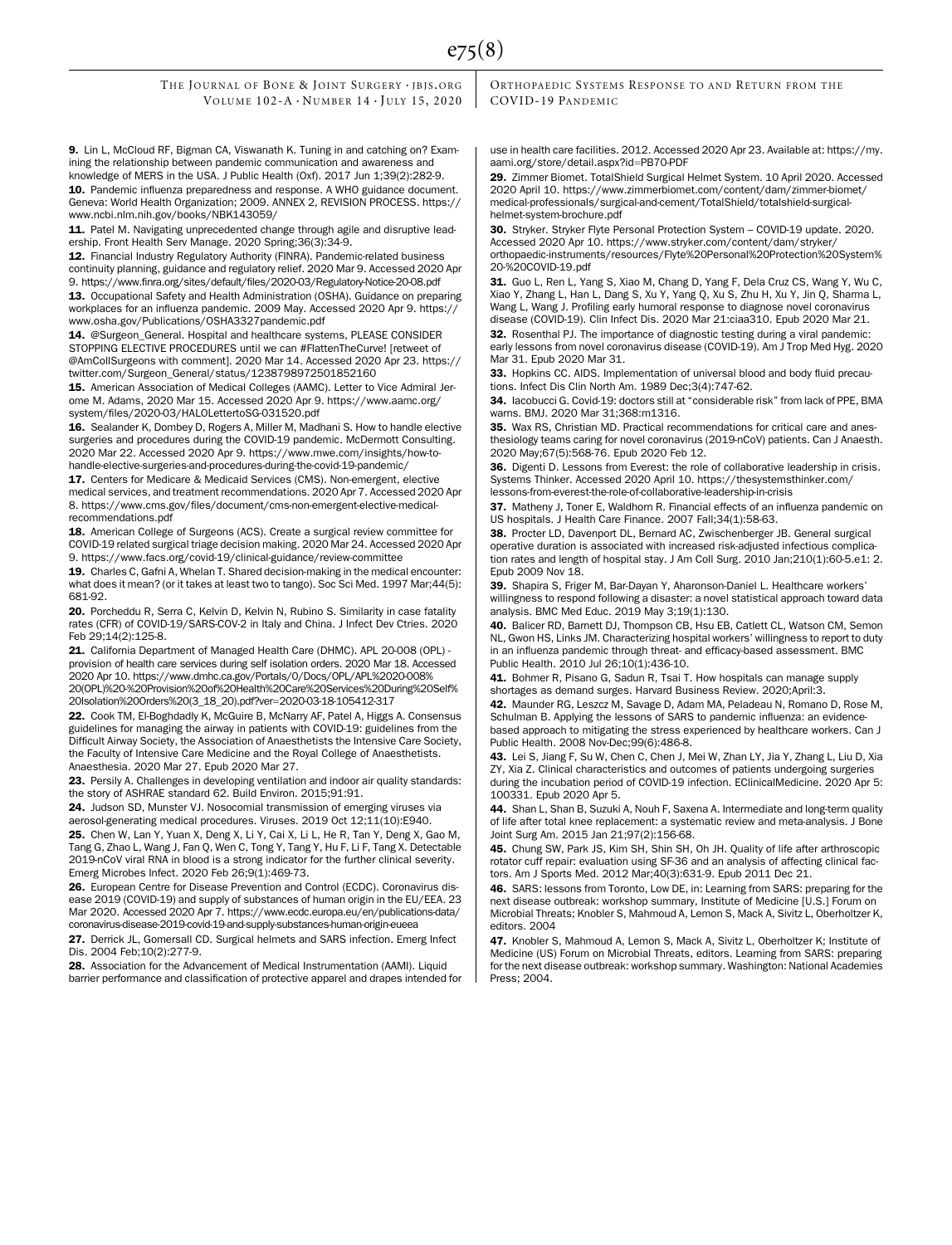**9.** Lin L, McCloud RF, Bigman CA, Viswanath K. Tuning in and catching on? Examining the relationship between pandemic communication and awareness and knowledge of MERS in the USA. J Public Health (Oxf). 2017 Jun 1;39(2):282-9.

**10.** Pandemic influenza preparedness and response. A WHO guidance document. Geneva: World Health Organization; 2009. ANNEX 2, REVISION PROCESS. https://www.ncbi.nlm.nih.gov/books/NBK143059/

**11.** Patel M. Navigating unprecedented change through agile and disruptive leadership. Front Health Serv Manage. 2020 Spring;36(3):34-9.

**12.** Financial Industry Regulatory Authority (FINRA). Pandemic-related business continuity planning, guidance and regulatory relief. 2020 Mar 9. Accessed 2020 Apr 9. https://www.finra.org/sites/default/files/2020-03/Regulatory-Notice-20-08.pdf

**13.** Occupational Safety and Health Administration (OSHA). Guidance on preparing workplaces for an influenza pandemic. 2009 May. Accessed 2020 Apr 9. https://www.osha.gov/Publications/OSHA3327pandemic.pdf

**14.** @Surgeon_General. Hospital and healthcare systems, PLEASE CONSIDER STOPPING ELECTIVE PROCEDURES until we can #FlattenTheCurve! [retweet of @AmCollSurgeons with comment]. 2020 Mar 14. Accessed 2020 Apr 23. https://twitter.com/Surgeon_General/status/1238798972501852160

**15.** American Association of Medical Colleges (AAMC). Letter to Vice Admiral Jerome M. Adams, 2020 Mar 15. Accessed 2020 Apr 9. https://www.aamc.org/system/files/2020-03/HALOLettertoSG-031520.pdf

**16.** Sealander K, Dombey D, Rogers A, Miller M, Madhani S. How to handle elective surgeries and procedures during the COVID-19 pandemic. McDermott Consulting. 2020 Mar 22. Accessed 2020 Apr 9. https://www.mwe.com/insights/how-to-handle-elective-surgeries-and-procedures-during-the-covid-19-pandemic/

**17.** Centers for Medicare & Medicaid Services (CMS). Non-emergent, elective medical services, and treatment recommendations. 2020 Apr 7. Accessed 2020 Apr 8. https://www.cms.gov/files/document/cms-non-emergent-elective-medical-recommendations.pdf

**18.** American College of Surgeons (ACS). Create a surgical review committee for COVID-19 related surgical triage decision making. 2020 Mar 24. Accessed 2020 Apr 9. https://www.facs.org/covid-19/clinical-guidance/review-committee

**19.** Charles C, Gafni A, Whelan T. Shared decision-making in the medical encounter: what does it mean? (or it takes at least two to tango). Soc Sci Med. 1997 Mar;44(5):681-92.

**20.** Porcheddu R, Serra C, Kelvin D, Kelvin N, Rubino S. Similarity in case fatality rates (CFR) of COVID-19/SARS-COV-2 in Italy and China. J Infect Dev Ctries. 2020 Feb 29;14(2):125-8.

**21.** California Department of Managed Health Care (DHMC). APL 20-008 (OPL) - provision of health care services during self isolation orders. 2020 Mar 18. Accessed 2020 Apr 10. https://www.dmhc.ca.gov/Portals/0/Docs/OPL/APL%2020-008%20(OPL)%20-%20Provision%20of%20Health%20Care%20Services%20During%20Self%20Isolation%20Orders%20(3_18_20).pdf?ver=2020-03-18-105412-317

**22.** Cook TM, El-Boghdadly K, McGuire B, McNarry AF, Patel A, Higgs A. Consensus guidelines for managing the airway in patients with COVID-19: guidelines from the Difficult Airway Society, the Association of Anaesthetists the Intensive Care Society, the Faculty of Intensive Care Medicine and the Royal College of Anaesthetists. Anaesthesia. 2020 Mar 27. Epub 2020 Mar 27.

**23.** Persily A. Challenges in developing ventilation and indoor air quality standards: the story of ASHRAE standard 62. Build Environ. 2015;91:91.

**24.** Judson SD, Munster VJ. Nosocomial transmission of emerging viruses via aerosol-generating medical procedures. Viruses. 2019 Oct 12;11(10):E940.

**25.** Chen W, Lan Y, Yuan X, Deng X, Li Y, Cai X, Li L, He R, Tan Y, Deng X, Gao M, Tang G, Zhao L, Wang J, Fan Q, Wen C, Tong Y, Tang Y, Hu F, Li F, Tang X. Detectable 2019-nCoV viral RNA in blood is a strong indicator for the further clinical severity. Emerg Microbes Infect. 2020 Feb 26;9(1):469-73.

**26.** European Centre for Disease Prevention and Control (ECDC). Coronavirus disease 2019 (COVID-19) and supply of substances of human origin in the EU/EEA. 23 Mar 2020. Accessed 2020 Apr 7. https://www.ecdc.europa.eu/en/publications-data/coronavirus-disease-2019-covid-19-and-supply-substances-human-origin-eueea

**27.** Derrick JL, Gomersall CD. Surgical helmets and SARS infection. Emerg Infect Dis. 2004 Feb;10(2):277-9.

**28.** Association for the Advancement of Medical Instrumentation (AAMI). Liquid barrier performance and classification of protective apparel and drapes intended for use in health care facilities. 2012. Accessed 2020 Apr 23. Available at: https://my.aami.org/store/detail.aspx?id=PB70-PDF

**29.** Zimmer Biomet. TotalShield Surgical Helmet System. 10 April 2020. Accessed 2020 April 10. https://www.zimmerbiomet.com/content/dam/zimmer-biomet/medical-professionals/surgical-and-cement/TotalShield/totalshield-surgical-helmet-system-brochure.pdf

**30.** Stryker. Stryker Flyte Personal Protection System – COVID-19 update. 2020. Accessed 2020 Apr 10. https://www.stryker.com/content/dam/stryker/orthopaedic-instruments/resources/Flyte%20Personal%20Protection%20System%20-%20COVID-19.pdf

**31.** Guo L, Ren L, Yang S, Xiao M, Chang D, Yang F, Dela Cruz CS, Wang Y, Wu C, Xiao Y, Zhang L, Han L, Dang S, Xu Y, Yang Q, Xu S, Zhu H, Xu Y, Jin Q, Sharma L, Wang L, Wang J. Profiling early humoral response to diagnose novel coronavirus disease (COVID-19). Clin Infect Dis. 2020 Mar 21:ciaa310. Epub 2020 Mar 21.

**32.** Rosenthal PJ. The importance of diagnostic testing during a viral pandemic: early lessons from novel coronavirus disease (COVID-19). Am J Trop Med Hyg. 2020 Mar 31. Epub 2020 Mar 31.

**33.** Hopkins CC. AIDS. Implementation of universal blood and body fluid precautions. Infect Dis Clin North Am. 1989 Dec;3(4):747-62.

**34.** Iacobucci G. Covid-19: doctors still at "considerable risk" from lack of PPE, BMA warns. BMJ. 2020 Mar 31;368:m1316.

**35.** Wax RS, Christian MD. Practical recommendations for critical care and anesthesiology teams caring for novel coronavirus (2019-nCoV) patients. Can J Anaesth. 2020 May;67(5):568-76. Epub 2020 Feb 12.

**36.** Digenti D. Lessons from Everest: the role of collaborative leadership in crisis. Systems Thinker. Accessed 2020 April 10. https://thesystemsthinker.com/lessons-from-everest-the-role-of-collaborative-leadership-in-crisis

**37.** Matheny J, Toner E, Waldhorn R. Financial effects of an influenza pandemic on US hospitals. J Health Care Finance. 2007 Fall;34(1):58-63.

**38.** Procter LD, Davenport DL, Bernard AC, Zwischenberger JB. General surgical operative duration is associated with increased risk-adjusted infectious complication rates and length of hospital stay. J Am Coll Surg. 2010 Jan;210(1):60-5.e1: 2. Epub 2009 Nov 18.

**39.** Shapira S, Friger M, Bar-Dayan Y, Aharonson-Daniel L. Healthcare workers' willingness to respond following a disaster: a novel statistical approach toward data analysis. BMC Med Educ. 2019 May 3;19(1):130.

**40.** Balicer RD, Barnett DJ, Thompson CB, Hsu EB, Catlett CL, Watson CM, Semon NL, Gwon HS, Links JM. Characterizing hospital workers' willingness to report to duty in an influenza pandemic through threat- and efficacy-based assessment. BMC Public Health. 2010 Jul 26;10(1):436-10.

**41.** Bohmer R, Pisano G, Sadun R, Tsai T. How hospitals can manage supply shortages as demand surges. Harvard Business Review. 2020;April:3.

**42.** Maunder RG, Leszcz M, Savage D, Adam MA, Peladeau N, Romano D, Rose M, Schulman B. Applying the lessons of SARS to pandemic influenza: an evidence-based approach to mitigating the stress experienced by healthcare workers. Can J Public Health. 2008 Nov-Dec;99(6):486-8.

**43.** Lei S, Jiang F, Su W, Chen C, Chen J, Mei W, Zhan LY, Jia Y, Zhang L, Liu D, Xia ZY, Xia Z. Clinical characteristics and outcomes of patients undergoing surgeries during the incubation period of COVID-19 infection. EClinicalMedicine. 2020 Apr 5: 100331. Epub 2020 Apr 5.

**44.** Shan L, Shan B, Suzuki A, Nouh F, Saxena A. Intermediate and long-term quality of life after total knee replacement: a systematic review and meta-analysis. J Bone Joint Surg Am. 2015 Jan 21;97(2):156-68.

**45.** Chung SW, Park JS, Kim SH, Shin SH, Oh JH. Quality of life after arthroscopic rotator cuff repair: evaluation using SF-36 and an analysis of affecting clinical factors. Am J Sports Med. 2012 Mar;40(3):631-9. Epub 2011 Dec 21.

**46.** SARS: lessons from Toronto, Low DE, in: Learning from SARS: preparing for the next disease outbreak: workshop summary, Institute of Medicine [U.S.] Forum on Microbial Threats; Knobler S, Mahmoud A, Lemon S, Mack A, Sivitz L, Oberholtzer K, editors. 2004

**47.** Knobler S, Mahmoud A, Lemon S, Mack A, Sivitz L, Oberholtzer K; Institute of Medicine (US) Forum on Microbial Threats, editors. Learning from SARS: preparing for the next disease outbreak: workshop summary. Washington: National Academies Press; 2004.